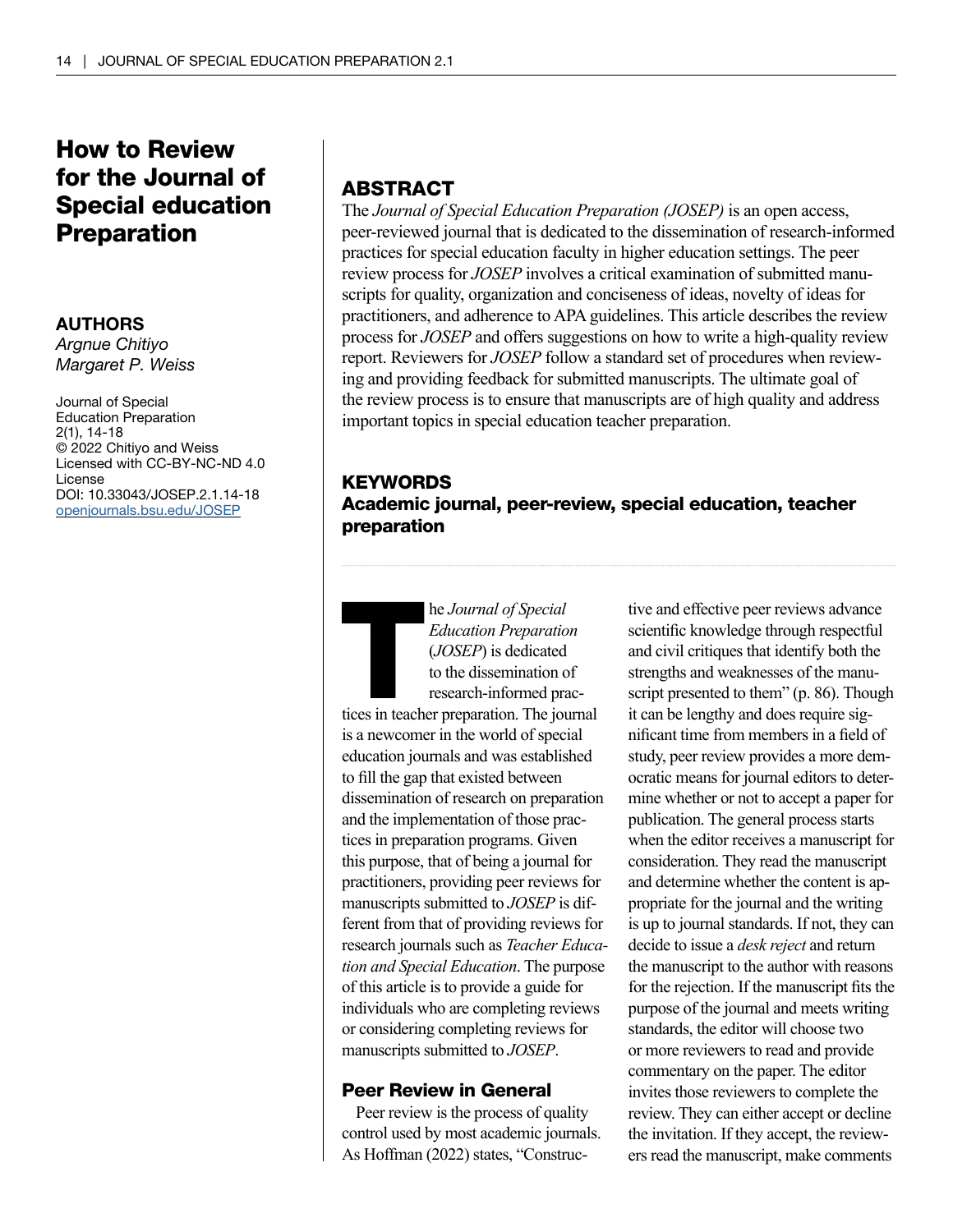# How to Review for the Journal of Special education Preparation

**AUTHORS**

*Argnue Chitiyo*
*Margaret P. Weiss*

Journal of Special Education Preparation
2(1), 14-18
© 2022 Chitiyo and Weiss
Licensed with CC-BY-NC-ND 4.0 License
DOI: 10.33043/JOSEP.2.1.14-18
openjournals.bsu.edu/JOSEP

## ABSTRACT

The *Journal of Special Education Preparation (JOSEP)* is an open access, peer-reviewed journal that is dedicated to the dissemination of research-informed practices for special education faculty in higher education settings. The peer review process for *JOSEP* involves a critical examination of submitted manuscripts for quality, organization and conciseness of ideas, novelty of ideas for practitioners, and adherence to APA guidelines. This article describes the review process for *JOSEP* and offers suggestions on how to write a high-quality review report. Reviewers for *JOSEP* follow a standard set of procedures when reviewing and providing feedback for submitted manuscripts. The ultimate goal of the review process is to ensure that manuscripts are of high quality and address important topics in special education teacher preparation.

## KEYWORDS

**Academic journal, peer-review, special education, teacher preparation**

The *Journal of Special Education Preparation* (*JOSEP*) is dedicated to the dissemination of research-informed practices in teacher preparation. The journal is a newcomer in the world of special education journals and was established to fill the gap that existed between dissemination of research on preparation and the implementation of those practices in preparation programs. Given this purpose, that of being a journal for practitioners, providing peer reviews for manuscripts submitted to *JOSEP* is different from that of providing reviews for research journals such as *Teacher Education and Special Education*. The purpose of this article is to provide a guide for individuals who are completing reviews or considering completing reviews for manuscripts submitted to *JOSEP*.

## Peer Review in General

Peer review is the process of quality control used by most academic journals. As Hoffman (2022) states, "Constructive and effective peer reviews advance scientific knowledge through respectful and civil critiques that identify both the strengths and weaknesses of the manuscript presented to them" (p. 86). Though it can be lengthy and does require significant time from members in a field of study, peer review provides a more democratic means for journal editors to determine whether or not to accept a paper for publication. The general process starts when the editor receives a manuscript for consideration. They read the manuscript and determine whether the content is appropriate for the journal and the writing is up to journal standards. If not, they can decide to issue a *desk reject* and return the manuscript to the author with reasons for the rejection. If the manuscript fits the purpose of the journal and meets writing standards, the editor will choose two or more reviewers to read and provide commentary on the paper. The editor invites those reviewers to complete the review. They can either accept or decline the invitation. If they accept, the reviewers read the manuscript, make comments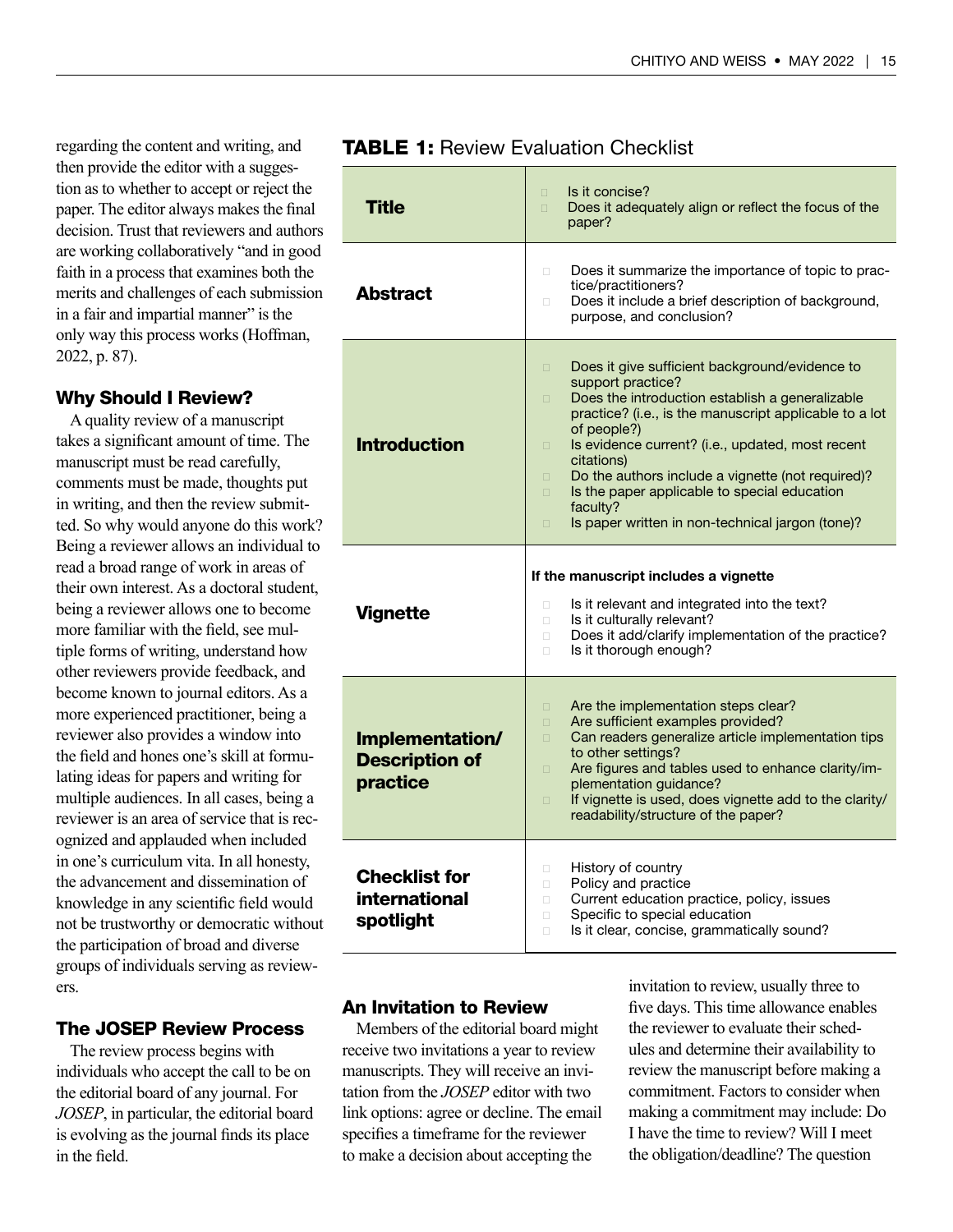regarding the content and writing, and then provide the editor with a suggestion as to whether to accept or reject the paper. The editor always makes the final decision. Trust that reviewers and authors are working collaboratively "and in good faith in a process that examines both the merits and challenges of each submission in a fair and impartial manner" is the only way this process works (Hoffman, 2022, p. 87).

### Why Should I Review?

A quality review of a manuscript takes a significant amount of time. The manuscript must be read carefully, comments must be made, thoughts put in writing, and then the review submitted. So why would anyone do this work? Being a reviewer allows an individual to read a broad range of work in areas of their own interest. As a doctoral student, being a reviewer allows one to become more familiar with the field, see multiple forms of writing, understand how other reviewers provide feedback, and become known to journal editors. As a more experienced practitioner, being a reviewer also provides a window into the field and hones one's skill at formulating ideas for papers and writing for multiple audiences. In all cases, being a reviewer is an area of service that is recognized and applauded when included in one's curriculum vita. In all honesty, the advancement and dissemination of knowledge in any scientific field would not be trustworthy or democratic without the participation of broad and diverse groups of individuals serving as reviewers.

### The JOSEP Review Process

The review process begins with individuals who accept the call to be on the editorial board of any journal. For *JOSEP*, in particular, the editorial board is evolving as the journal finds its place in the field.

**TABLE 1:** Review Evaluation Checklist

| | |
|---|---|
| **Title** | □ Is it concise?<br>□ Does it adequately align or reflect the focus of the paper? |
| **Abstract** | □ Does it summarize the importance of topic to practice/practitioners?<br>□ Does it include a brief description of background, purpose, and conclusion? |
| **Introduction** | □ Does it give sufficient background/evidence to support practice?<br>□ Does the introduction establish a generalizable practice? (i.e., is the manuscript applicable to a lot of people?)<br>□ Is evidence current? (i.e., updated, most recent citations)<br>□ Do the authors include a vignette (not required)?<br>□ Is the paper applicable to special education faculty?<br>□ Is paper written in non-technical jargon (tone)? |
| **Vignette** | **If the manuscript includes a vignette**<br>□ Is it relevant and integrated into the text?<br>□ Is it culturally relevant?<br>□ Does it add/clarify implementation of the practice?<br>□ Is it thorough enough? |
| **Implementation/ Description of practice** | □ Are the implementation steps clear?<br>□ Are sufficient examples provided?<br>□ Can readers generalize article implementation tips to other settings?<br>□ Are figures and tables used to enhance clarity/implementation guidance?<br>□ If vignette is used, does vignette add to the clarity/readability/structure of the paper? |
| **Checklist for international spotlight** | □ History of country<br>□ Policy and practice<br>□ Current education practice, policy, issues<br>□ Specific to special education<br>□ Is it clear, concise, grammatically sound? |

### An Invitation to Review

Members of the editorial board might receive two invitations a year to review manuscripts. They will receive an invitation from the *JOSEP* editor with two link options: agree or decline. The email specifies a timeframe for the reviewer to make a decision about accepting the invitation to review, usually three to five days. This time allowance enables the reviewer to evaluate their schedules and determine their availability to review the manuscript before making a commitment. Factors to consider when making a commitment may include: Do I have the time to review? Will I meet the obligation/deadline? The question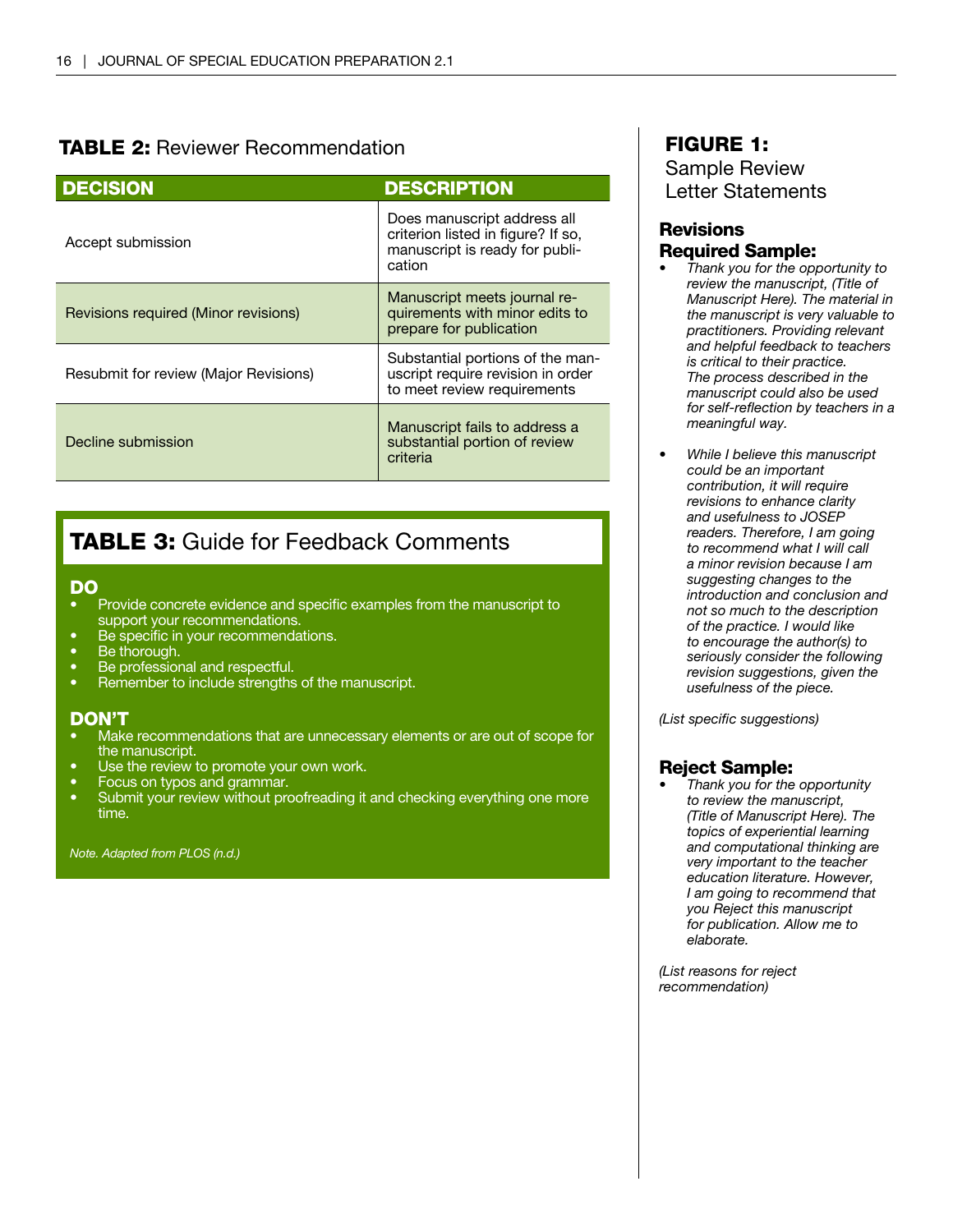## TABLE 2: Reviewer Recommendation

| DECISION | DESCRIPTION |
|---|---|
| Accept submission | Does manuscript address all criterion listed in figure? If so, manuscript is ready for publication |
| Revisions required (Minor revisions) | Manuscript meets journal requirements with minor edits to prepare for publication |
| Resubmit for review (Major Revisions) | Substantial portions of the manuscript require revision in order to meet review requirements |
| Decline submission | Manuscript fails to address a substantial portion of review criteria |

## TABLE 3: Guide for Feedback Comments

**DO**

- Provide concrete evidence and specific examples from the manuscript to support your recommendations.
- Be specific in your recommendations.
- Be thorough.
- Be professional and respectful.
- Remember to include strengths of the manuscript.

**DON'T**

- Make recommendations that are unnecessary elements or are out of scope for the manuscript.
- Use the review to promote your own work.
- Focus on typos and grammar.
- Submit your review without proofreading it and checking everything one more time.

*Note. Adapted from PLOS (n.d.)*

## FIGURE 1: Sample Review Letter Statements

### Revisions Required Sample:

- *Thank you for the opportunity to review the manuscript, (Title of Manuscript Here). The material in the manuscript is very valuable to practitioners. Providing relevant and helpful feedback to teachers is critical to their practice. The process described in the manuscript could also be used for self-reflection by teachers in a meaningful way.*

- *While I believe this manuscript could be an important contribution, it will require revisions to enhance clarity and usefulness to JOSEP readers. Therefore, I am going to recommend what I will call a minor revision because I am suggesting changes to the introduction and conclusion and not so much to the description of the practice. I would like to encourage the author(s) to seriously consider the following revision suggestions, given the usefulness of the piece.*

*(List specific suggestions)*

### Reject Sample:

- *Thank you for the opportunity to review the manuscript, (Title of Manuscript Here). The topics of experiential learning and computational thinking are very important to the teacher education literature. However, I am going to recommend that you Reject this manuscript for publication. Allow me to elaborate.*

*(List reasons for reject recommendation)*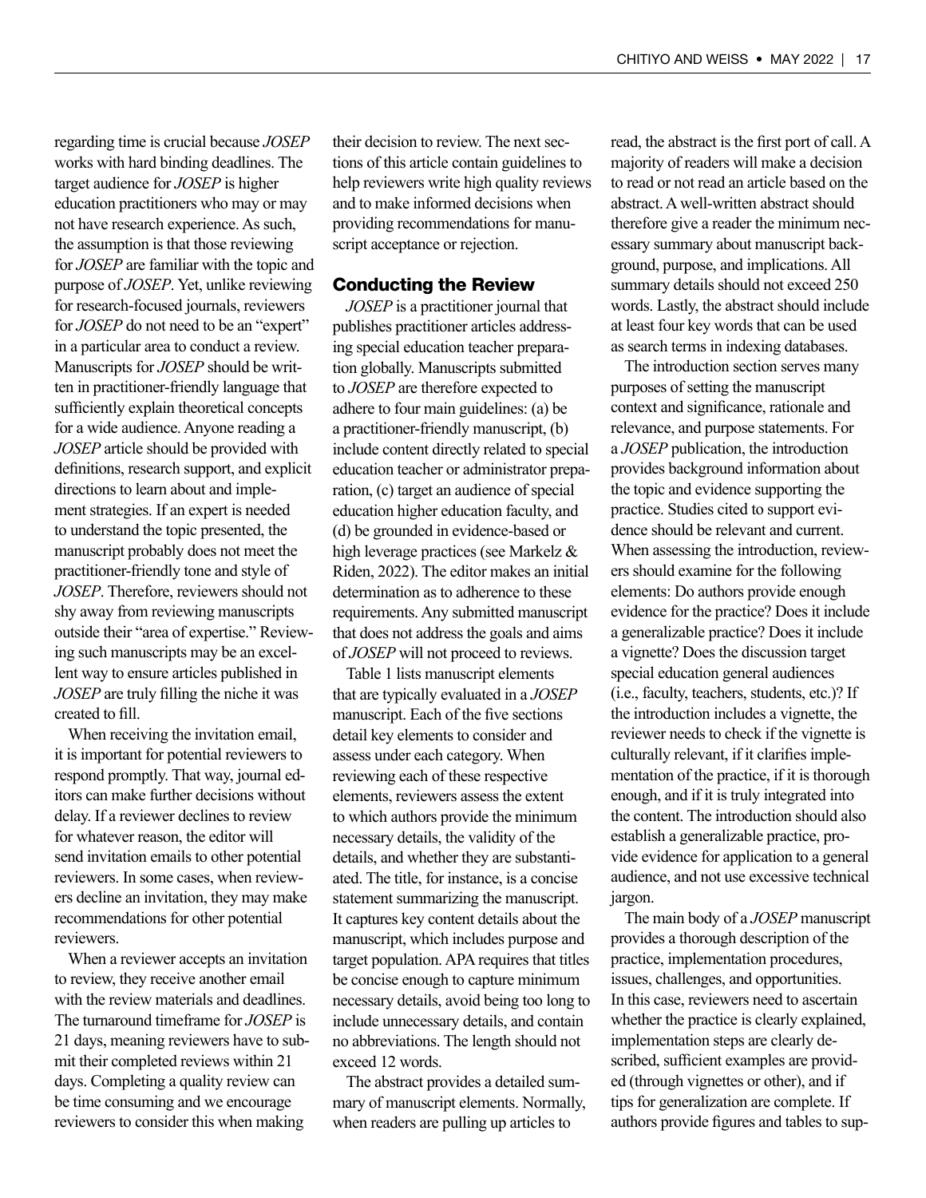regarding time is crucial because *JOSEP* works with hard binding deadlines. The target audience for *JOSEP* is higher education practitioners who may or may not have research experience. As such, the assumption is that those reviewing for *JOSEP* are familiar with the topic and purpose of *JOSEP*. Yet, unlike reviewing for research-focused journals, reviewers for *JOSEP* do not need to be an "expert" in a particular area to conduct a review. Manuscripts for *JOSEP* should be written in practitioner-friendly language that sufficiently explain theoretical concepts for a wide audience. Anyone reading a *JOSEP* article should be provided with definitions, research support, and explicit directions to learn about and implement strategies. If an expert is needed to understand the topic presented, the manuscript probably does not meet the practitioner-friendly tone and style of *JOSEP*. Therefore, reviewers should not shy away from reviewing manuscripts outside their "area of expertise." Reviewing such manuscripts may be an excellent way to ensure articles published in *JOSEP* are truly filling the niche it was created to fill.

When receiving the invitation email, it is important for potential reviewers to respond promptly. That way, journal editors can make further decisions without delay. If a reviewer declines to review for whatever reason, the editor will send invitation emails to other potential reviewers. In some cases, when reviewers decline an invitation, they may make recommendations for other potential reviewers.

When a reviewer accepts an invitation to review, they receive another email with the review materials and deadlines. The turnaround timeframe for *JOSEP* is 21 days, meaning reviewers have to submit their completed reviews within 21 days. Completing a quality review can be time consuming and we encourage reviewers to consider this when making their decision to review. The next sections of this article contain guidelines to help reviewers write high quality reviews and to make informed decisions when providing recommendations for manuscript acceptance or rejection.

## Conducting the Review

*JOSEP* is a practitioner journal that publishes practitioner articles addressing special education teacher preparation globally. Manuscripts submitted to *JOSEP* are therefore expected to adhere to four main guidelines: (a) be a practitioner-friendly manuscript, (b) include content directly related to special education teacher or administrator preparation, (c) target an audience of special education higher education faculty, and (d) be grounded in evidence-based or high leverage practices (see Markelz & Riden, 2022). The editor makes an initial determination as to adherence to these requirements. Any submitted manuscript that does not address the goals and aims of *JOSEP* will not proceed to reviews.

Table 1 lists manuscript elements that are typically evaluated in a *JOSEP* manuscript. Each of the five sections detail key elements to consider and assess under each category. When reviewing each of these respective elements, reviewers assess the extent to which authors provide the minimum necessary details, the validity of the details, and whether they are substantiated. The title, for instance, is a concise statement summarizing the manuscript. It captures key content details about the manuscript, which includes purpose and target population. APA requires that titles be concise enough to capture minimum necessary details, avoid being too long to include unnecessary details, and contain no abbreviations. The length should not exceed 12 words.

The abstract provides a detailed summary of manuscript elements. Normally, when readers are pulling up articles to read, the abstract is the first port of call. A majority of readers will make a decision to read or not read an article based on the abstract. A well-written abstract should therefore give a reader the minimum necessary summary about manuscript background, purpose, and implications. All summary details should not exceed 250 words. Lastly, the abstract should include at least four key words that can be used as search terms in indexing databases.

The introduction section serves many purposes of setting the manuscript context and significance, rationale and relevance, and purpose statements. For a *JOSEP* publication, the introduction provides background information about the topic and evidence supporting the practice. Studies cited to support evidence should be relevant and current. When assessing the introduction, reviewers should examine for the following elements: Do authors provide enough evidence for the practice? Does it include a generalizable practice? Does it include a vignette? Does the discussion target special education general audiences (i.e., faculty, teachers, students, etc.)? If the introduction includes a vignette, the reviewer needs to check if the vignette is culturally relevant, if it clarifies implementation of the practice, if it is thorough enough, and if it is truly integrated into the content. The introduction should also establish a generalizable practice, provide evidence for application to a general audience, and not use excessive technical jargon.

The main body of a *JOSEP* manuscript provides a thorough description of the practice, implementation procedures, issues, challenges, and opportunities. In this case, reviewers need to ascertain whether the practice is clearly explained, implementation steps are clearly described, sufficient examples are provided (through vignettes or other), and if tips for generalization are complete. If authors provide figures and tables to sup-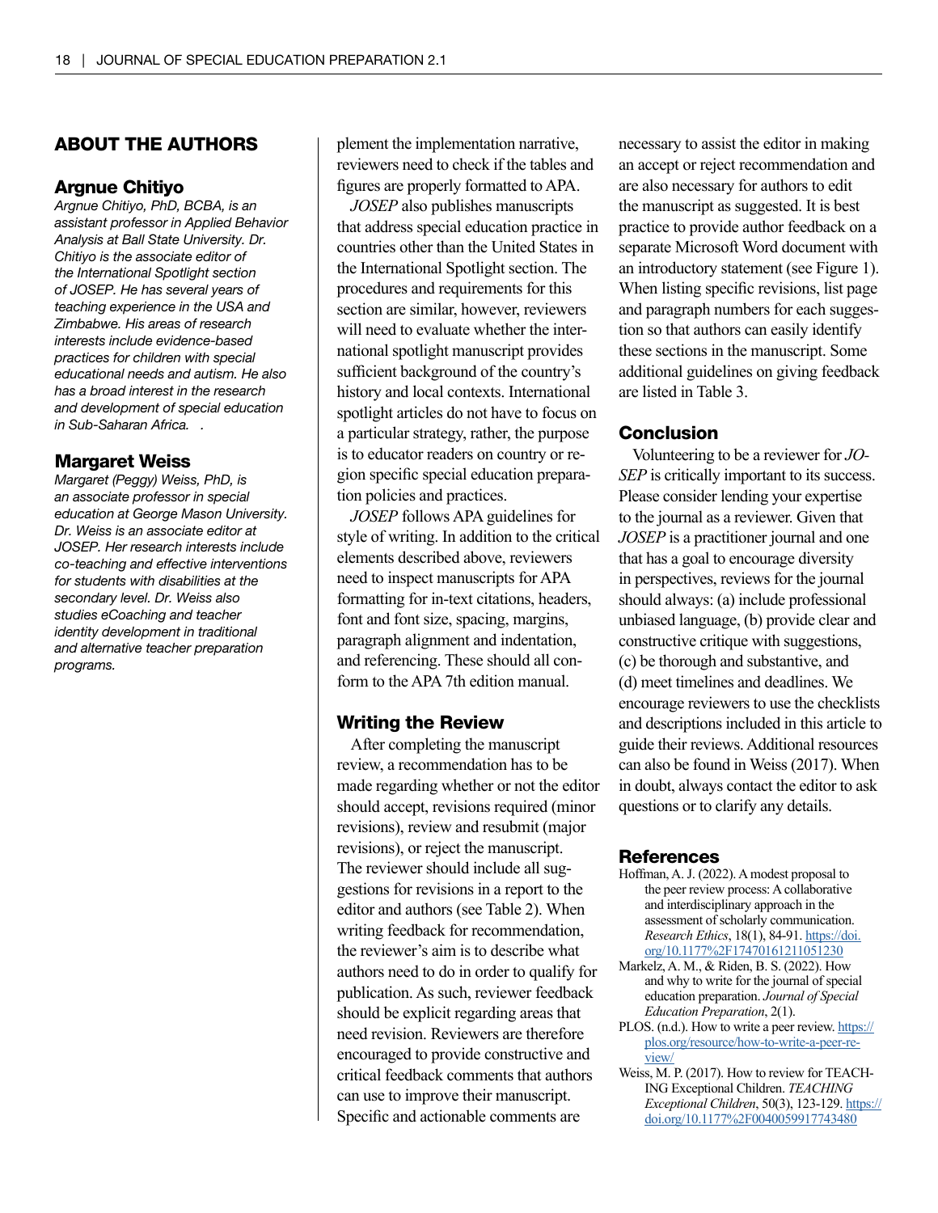## ABOUT THE AUTHORS

### Argnue Chitiyo

*Argnue Chitiyo, PhD, BCBA, is an assistant professor in Applied Behavior Analysis at Ball State University. Dr. Chitiyo is the associate editor of the International Spotlight section of JOSEP. He has several years of teaching experience in the USA and Zimbabwe. His areas of research interests include evidence-based practices for children with special educational needs and autism. He also has a broad interest in the research and development of special education in Sub-Saharan Africa. .*

### Margaret Weiss

*Margaret (Peggy) Weiss, PhD, is an associate professor in special education at George Mason University. Dr. Weiss is an associate editor at JOSEP. Her research interests include co-teaching and effective interventions for students with disabilities at the secondary level. Dr. Weiss also studies eCoaching and teacher identity development in traditional and alternative teacher preparation programs.*

plement the implementation narrative, reviewers need to check if the tables and figures are properly formatted to APA.

*JOSEP* also publishes manuscripts that address special education practice in countries other than the United States in the International Spotlight section. The procedures and requirements for this section are similar, however, reviewers will need to evaluate whether the international spotlight manuscript provides sufficient background of the country's history and local contexts. International spotlight articles do not have to focus on a particular strategy, rather, the purpose is to educator readers on country or region specific special education preparation policies and practices.

*JOSEP* follows APA guidelines for style of writing. In addition to the critical elements described above, reviewers need to inspect manuscripts for APA formatting for in-text citations, headers, font and font size, spacing, margins, paragraph alignment and indentation, and referencing. These should all conform to the APA 7th edition manual.

## Writing the Review

After completing the manuscript review, a recommendation has to be made regarding whether or not the editor should accept, revisions required (minor revisions), review and resubmit (major revisions), or reject the manuscript. The reviewer should include all suggestions for revisions in a report to the editor and authors (see Table 2). When writing feedback for recommendation, the reviewer's aim is to describe what authors need to do in order to qualify for publication. As such, reviewer feedback should be explicit regarding areas that need revision. Reviewers are therefore encouraged to provide constructive and critical feedback comments that authors can use to improve their manuscript. Specific and actionable comments are necessary to assist the editor in making an accept or reject recommendation and are also necessary for authors to edit the manuscript as suggested. It is best practice to provide author feedback on a separate Microsoft Word document with an introductory statement (see Figure 1). When listing specific revisions, list page and paragraph numbers for each suggestion so that authors can easily identify these sections in the manuscript. Some additional guidelines on giving feedback are listed in Table 3.

## Conclusion

Volunteering to be a reviewer for *JOSEP* is critically important to its success. Please consider lending your expertise to the journal as a reviewer. Given that *JOSEP* is a practitioner journal and one that has a goal to encourage diversity in perspectives, reviews for the journal should always: (a) include professional unbiased language, (b) provide clear and constructive critique with suggestions, (c) be thorough and substantive, and (d) meet timelines and deadlines. We encourage reviewers to use the checklists and descriptions included in this article to guide their reviews. Additional resources can also be found in Weiss (2017). When in doubt, always contact the editor to ask questions or to clarify any details.

## References

Hoffman, A. J. (2022). A modest proposal to the peer review process: A collaborative and interdisciplinary approach in the assessment of scholarly communication. *Research Ethics*, 18(1), 84-91. https://doi.org/10.1177%2F17470161211051230

Markelz, A. M., & Riden, B. S. (2022). How and why to write for the journal of special education preparation. *Journal of Special Education Preparation*, 2(1).

PLOS. (n.d.). How to write a peer review. https://plos.org/resource/how-to-write-a-peer-review/

Weiss, M. P. (2017). How to review for TEACHING Exceptional Children. *TEACHING Exceptional Children*, 50(3), 123-129. https://doi.org/10.1177%2F0040059917743480